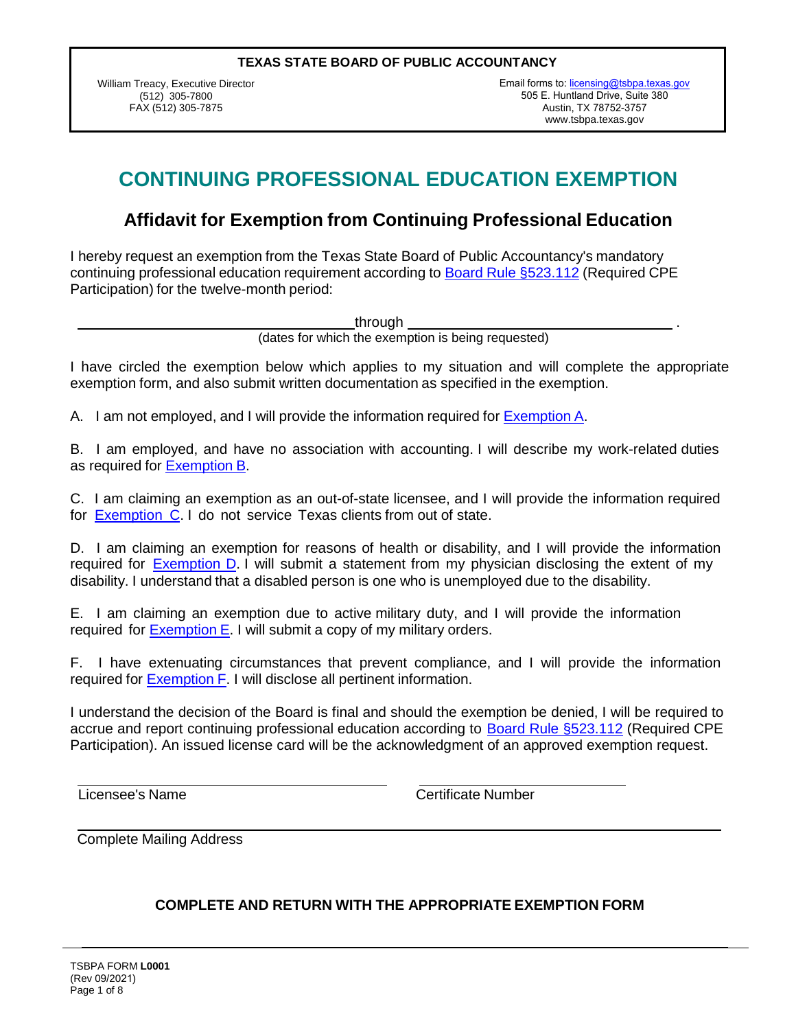**TEXAS STATE BOARD OF PUBLIC ACCOUNTANCY**

William Treacy, Executive Director
(512) 305-7800
FAX (512) 305-7875

Email forms to: licensing@tsbpa.texas.gov
505 E. Huntland Drive, Suite 380
Austin, TX 78752-3757
www.tsbpa.texas.gov

# CONTINUING PROFESSIONAL EDUCATION EXEMPTION

## Affidavit for Exemption from Continuing Professional Education

I hereby request an exemption from the Texas State Board of Public Accountancy's mandatory continuing professional education requirement according to Board Rule §523.112 (Required CPE Participation) for the twelve-month period:

\_\_\_\_\_\_\_\_\_\_\_\_\_\_\_\_\_\_\_\_\_\_\_\_\_\_\_\_\_\_ through \_\_\_\_\_\_\_\_\_\_\_\_\_\_\_\_\_\_\_\_\_\_\_\_\_\_\_\_\_\_ .
(dates for which the exemption is being requested)

I have circled the exemption below which applies to my situation and will complete the appropriate exemption form, and also submit written documentation as specified in the exemption.

A. I am not employed, and I will provide the information required for Exemption A.

B. I am employed, and have no association with accounting. I will describe my work-related duties as required for Exemption B.

C. I am claiming an exemption as an out-of-state licensee, and I will provide the information required for Exemption C. I do not service Texas clients from out of state.

D. I am claiming an exemption for reasons of health or disability, and I will provide the information required for Exemption D. I will submit a statement from my physician disclosing the extent of my disability. I understand that a disabled person is one who is unemployed due to the disability.

E. I am claiming an exemption due to active military duty, and I will provide the information required for Exemption E. I will submit a copy of my military orders.

F. I have extenuating circumstances that prevent compliance, and I will provide the information required for Exemption F. I will disclose all pertinent information.

I understand the decision of the Board is final and should the exemption be denied, I will be required to accrue and report continuing professional education according to Board Rule §523.112 (Required CPE Participation). An issued license card will be the acknowledgment of an approved exemption request.

\_\_\_\_\_\_\_\_\_\_\_\_\_\_\_\_\_\_\_\_\_\_\_\_\_\_\_\_\_\_ \_\_\_\_\_\_\_\_\_\_\_\_\_\_\_\_\_\_\_\_\_\_\_\_\_\_
Licensee's Name Certificate Number

\_\_\_\_\_\_\_\_\_\_\_\_\_\_\_\_\_\_\_\_\_\_\_\_\_\_\_\_\_\_\_\_\_\_\_\_\_\_\_\_\_\_\_\_\_\_\_\_\_\_\_\_\_\_\_\_\_\_
Complete Mailing Address

**COMPLETE AND RETURN WITH THE APPROPRIATE EXEMPTION FORM**

TSBPA FORM **L0001**
(Rev 09/2021)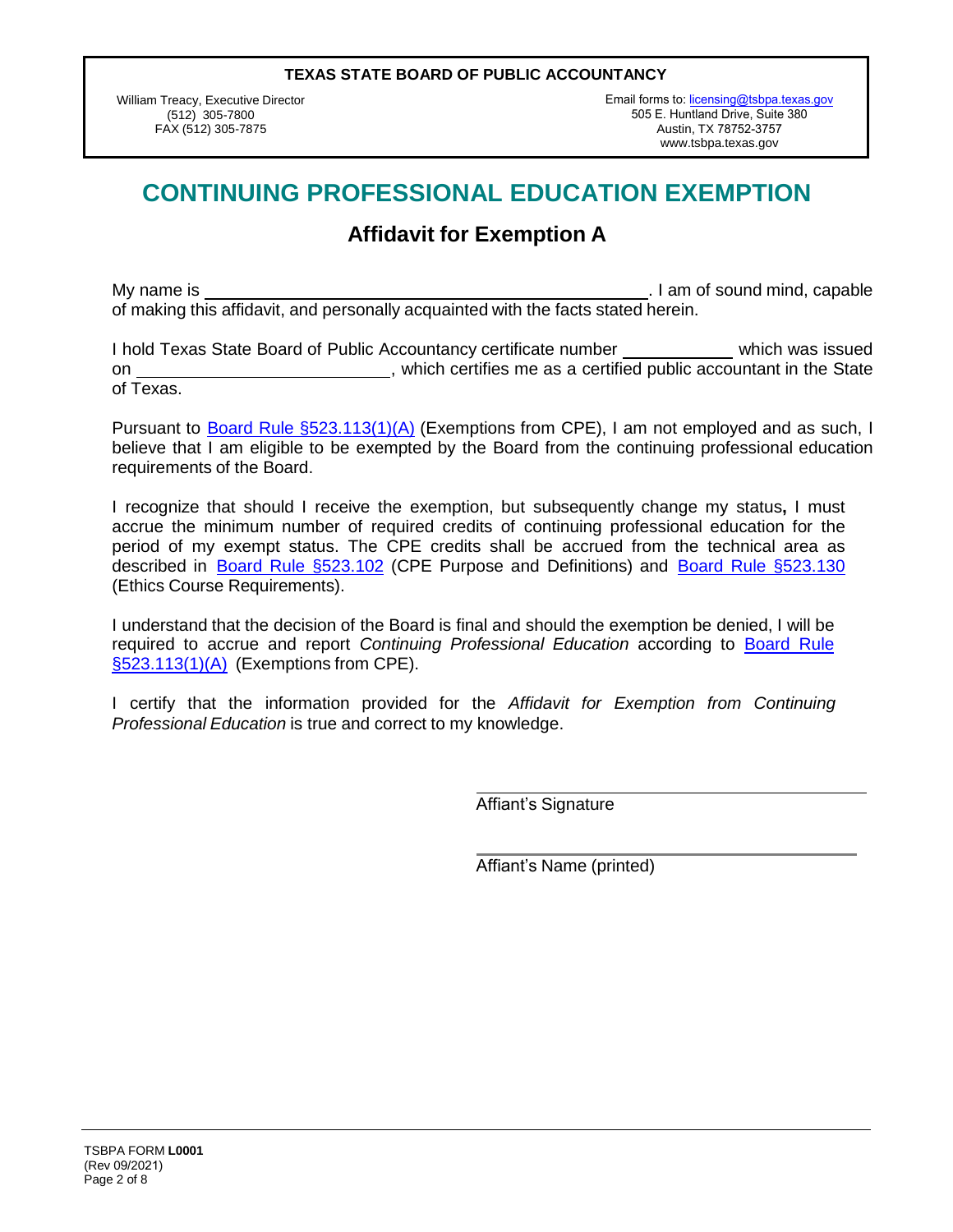**TEXAS STATE BOARD OF PUBLIC ACCOUNTANCY**

William Treacy, Executive Director
(512) 305-7800
FAX (512) 305-7875

Email forms to: licensing@tsbpa.texas.gov
505 E. Huntland Drive, Suite 380
Austin, TX 78752-3757
www.tsbpa.texas.gov

# CONTINUING PROFESSIONAL EDUCATION EXEMPTION

## Affidavit for Exemption A

My name is ______________________________________________. I am of sound mind, capable of making this affidavit, and personally acquainted with the facts stated herein.

I hold Texas State Board of Public Accountancy certificate number ___________ which was issued on __________________________, which certifies me as a certified public accountant in the State of Texas.

Pursuant to Board Rule §523.113(1)(A) (Exemptions from CPE), I am not employed and as such, I believe that I am eligible to be exempted by the Board from the continuing professional education requirements of the Board.

I recognize that should I receive the exemption, but subsequently change my status**,** I must accrue the minimum number of required credits of continuing professional education for the period of my exempt status. The CPE credits shall be accrued from the technical area as described in Board Rule §523.102 (CPE Purpose and Definitions) and Board Rule §523.130 (Ethics Course Requirements).

I understand that the decision of the Board is final and should the exemption be denied, I will be required to accrue and report *Continuing Professional Education* according to Board Rule §523.113(1)(A) (Exemptions from CPE).

I certify that the information provided for the *Affidavit for Exemption from Continuing Professional Education* is true and correct to my knowledge.

______________________________________
Affiant's Signature

______________________________________
Affiant's Name (printed)

TSBPA FORM **L0001**
(Rev 09/2021)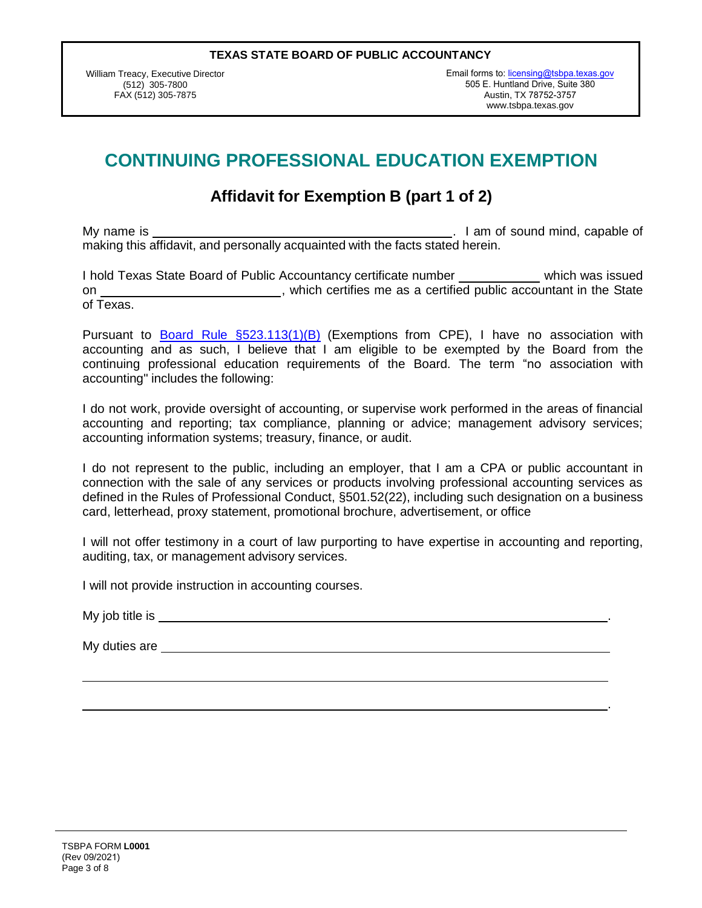**TEXAS STATE BOARD OF PUBLIC ACCOUNTANCY**

William Treacy, Executive Director
(512) 305-7800
FAX (512) 305-7875

Email forms to: licensing@tsbpa.texas.gov
505 E. Huntland Drive, Suite 380
Austin, TX 78752-3757
www.tsbpa.texas.gov

# CONTINUING PROFESSIONAL EDUCATION EXEMPTION

## Affidavit for Exemption B (part 1 of 2)

My name is ____________________________________________. I am of sound mind, capable of making this affidavit, and personally acquainted with the facts stated herein.

I hold Texas State Board of Public Accountancy certificate number ___________ which was issued on _________________________, which certifies me as a certified public accountant in the State of Texas.

Pursuant to Board Rule §523.113(1)(B) (Exemptions from CPE), I have no association with accounting and as such, I believe that I am eligible to be exempted by the Board from the continuing professional education requirements of the Board. The term "no association with accounting" includes the following:

I do not work, provide oversight of accounting, or supervise work performed in the areas of financial accounting and reporting; tax compliance, planning or advice; management advisory services; accounting information systems; treasury, finance, or audit.

I do not represent to the public, including an employer, that I am a CPA or public accountant in connection with the sale of any services or products involving professional accounting services as defined in the Rules of Professional Conduct, §501.52(22), including such designation on a business card, letterhead, proxy statement, promotional brochure, advertisement, or office

I will not offer testimony in a court of law purporting to have expertise in accounting and reporting, auditing, tax, or management advisory services.

I will not provide instruction in accounting courses.

My job title is ______________________________________________________________.

My duties are ______________________________________________________________

____________________________________________________________________________

____________________________________________________________________________.

TSBPA FORM **L0001**
(Rev 09/2021)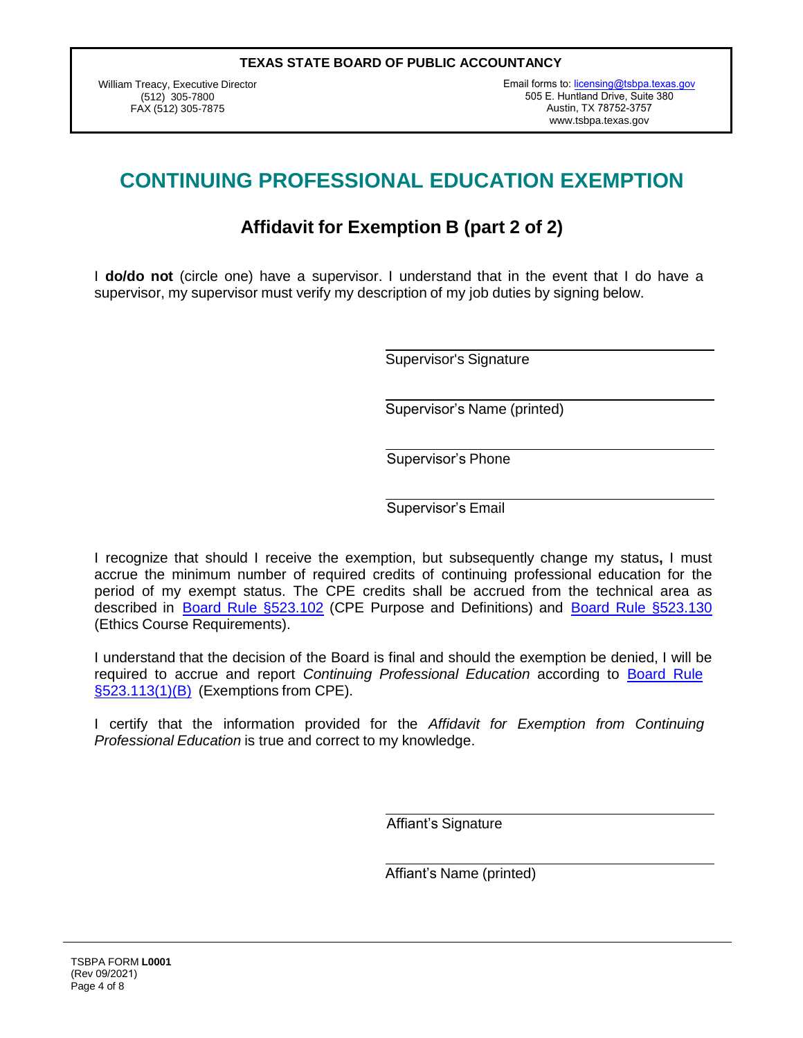**TEXAS STATE BOARD OF PUBLIC ACCOUNTANCY**

William Treacy, Executive Director
(512) 305-7800
FAX (512) 305-7875

Email forms to: licensing@tsbpa.texas.gov
505 E. Huntland Drive, Suite 380
Austin, TX 78752-3757
www.tsbpa.texas.gov

# CONTINUING PROFESSIONAL EDUCATION EXEMPTION

## Affidavit for Exemption B (part 2 of 2)

I **do/do not** (circle one) have a supervisor. I understand that in the event that I do have a supervisor, my supervisor must verify my description of my job duties by signing below.

\_\_\_\_\_\_\_\_\_\_\_\_\_\_\_\_\_\_\_\_\_\_\_\_\_\_\_\_\_\_
Supervisor's Signature

\_\_\_\_\_\_\_\_\_\_\_\_\_\_\_\_\_\_\_\_\_\_\_\_\_\_\_\_\_\_
Supervisor's Name (printed)

\_\_\_\_\_\_\_\_\_\_\_\_\_\_\_\_\_\_\_\_\_\_\_\_\_\_\_\_\_\_
Supervisor's Phone

\_\_\_\_\_\_\_\_\_\_\_\_\_\_\_\_\_\_\_\_\_\_\_\_\_\_\_\_\_\_
Supervisor's Email

I recognize that should I receive the exemption, but subsequently change my status**,** I must accrue the minimum number of required credits of continuing professional education for the period of my exempt status. The CPE credits shall be accrued from the technical area as described in Board Rule §523.102 (CPE Purpose and Definitions) and Board Rule §523.130 (Ethics Course Requirements).

I understand that the decision of the Board is final and should the exemption be denied, I will be required to accrue and report *Continuing Professional Education* according to Board Rule §523.113(1)(B) (Exemptions from CPE).

I certify that the information provided for the *Affidavit for Exemption from Continuing Professional Education* is true and correct to my knowledge.

\_\_\_\_\_\_\_\_\_\_\_\_\_\_\_\_\_\_\_\_\_\_\_\_\_\_\_\_\_\_
Affiant's Signature

\_\_\_\_\_\_\_\_\_\_\_\_\_\_\_\_\_\_\_\_\_\_\_\_\_\_\_\_\_\_
Affiant's Name (printed)

TSBPA FORM **L0001**
(Rev 09/2021)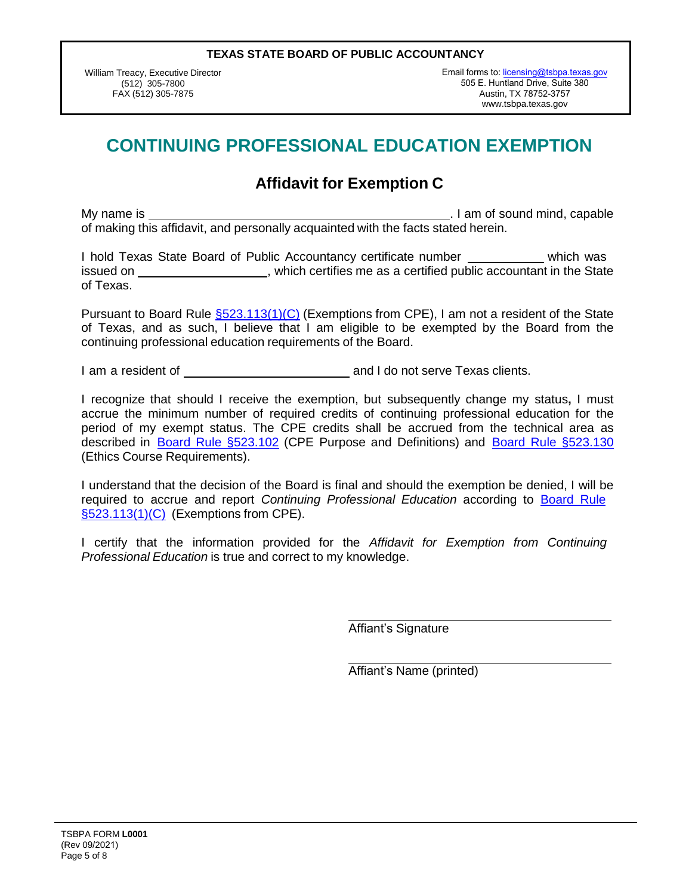**TEXAS STATE BOARD OF PUBLIC ACCOUNTANCY**

William Treacy, Executive Director
(512) 305-7800
FAX (512) 305-7875

Email forms to: licensing@tsbpa.texas.gov
505 E. Huntland Drive, Suite 380
Austin, TX 78752-3757
www.tsbpa.texas.gov

# CONTINUING PROFESSIONAL EDUCATION EXEMPTION

## Affidavit for Exemption C

My name is \_\_\_\_\_\_\_\_\_\_\_\_\_\_\_\_\_\_\_\_\_\_\_\_\_\_\_\_\_\_\_\_\_\_\_\_\_\_\_\_\_\_\_\_. I am of sound mind, capable of making this affidavit, and personally acquainted with the facts stated herein.

I hold Texas State Board of Public Accountancy certificate number \_\_\_\_\_\_\_\_\_\_\_ which was issued on \_\_\_\_\_\_\_\_\_\_\_\_\_\_\_\_\_\_\_, which certifies me as a certified public accountant in the State of Texas.

Pursuant to Board Rule §523.113(1)(C) (Exemptions from CPE), I am not a resident of the State of Texas, and as such, I believe that I am eligible to be exempted by the Board from the continuing professional education requirements of the Board.

I am a resident of \_\_\_\_\_\_\_\_\_\_\_\_\_\_\_\_\_\_\_\_\_\_\_\_ and I do not serve Texas clients.

I recognize that should I receive the exemption, but subsequently change my status**,** I must accrue the minimum number of required credits of continuing professional education for the period of my exempt status. The CPE credits shall be accrued from the technical area as described in Board Rule §523.102 (CPE Purpose and Definitions) and Board Rule §523.130 (Ethics Course Requirements).

I understand that the decision of the Board is final and should the exemption be denied, I will be required to accrue and report *Continuing Professional Education* according to Board Rule §523.113(1)(C) (Exemptions from CPE).

I certify that the information provided for the *Affidavit for Exemption from Continuing Professional Education* is true and correct to my knowledge.

\_\_\_\_\_\_\_\_\_\_\_\_\_\_\_\_\_\_\_\_\_\_\_\_\_\_\_\_\_\_\_\_\_\_\_\_\_\_\_\_
Affiant's Signature

\_\_\_\_\_\_\_\_\_\_\_\_\_\_\_\_\_\_\_\_\_\_\_\_\_\_\_\_\_\_\_\_\_\_\_\_\_\_\_\_
Affiant's Name (printed)

TSBPA FORM **L0001**
(Rev 09/2021)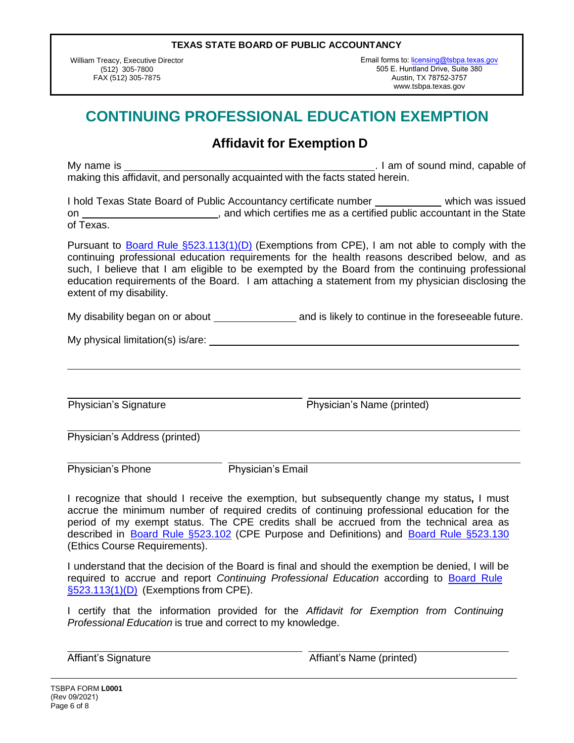**TEXAS STATE BOARD OF PUBLIC ACCOUNTANCY**

William Treacy, Executive Director
(512) 305-7800
FAX (512) 305-7875

Email forms to: licensing@tsbpa.texas.gov
505 E. Huntland Drive, Suite 380
Austin, TX 78752-3757
www.tsbpa.texas.gov

# CONTINUING PROFESSIONAL EDUCATION EXEMPTION

## Affidavit for Exemption D

My name is ______________________________________. I am of sound mind, capable of making this affidavit, and personally acquainted with the facts stated herein.

I hold Texas State Board of Public Accountancy certificate number __________ which was issued on ____________________, and which certifies me as a certified public accountant in the State of Texas.

Pursuant to [Board Rule §523.113(1)(D)](#) (Exemptions from CPE), I am not able to comply with the continuing professional education requirements for the health reasons described below, and as such, I believe that I am eligible to be exempted by the Board from the continuing professional education requirements of the Board. I am attaching a statement from my physician disclosing the extent of my disability.

My disability began on or about ____________ and is likely to continue in the foreseeable future.

My physical limitation(s) is/are: ______________________________________________

______________________________________________________________________

______________________________ ______________________________
Physician's Signature Physician's Name (printed)

______________________________________________________________________
Physician's Address (printed)

______________________ ______________________________________________
Physician's Phone Physician's Email

I recognize that should I receive the exemption, but subsequently change my status**,** I must accrue the minimum number of required credits of continuing professional education for the period of my exempt status. The CPE credits shall be accrued from the technical area as described in [Board Rule §523.102](#) (CPE Purpose and Definitions) and [Board Rule §523.130](#) (Ethics Course Requirements).

I understand that the decision of the Board is final and should the exemption be denied, I will be required to accrue and report *Continuing Professional Education* according to [Board Rule §523.113(1)(D)](#) (Exemptions from CPE).

I certify that the information provided for the *Affidavit for Exemption from Continuing Professional Education* is true and correct to my knowledge.

______________________________ ______________________________
Affiant's Signature Affiant's Name (printed)

TSBPA FORM **L0001**
(Rev 09/2021)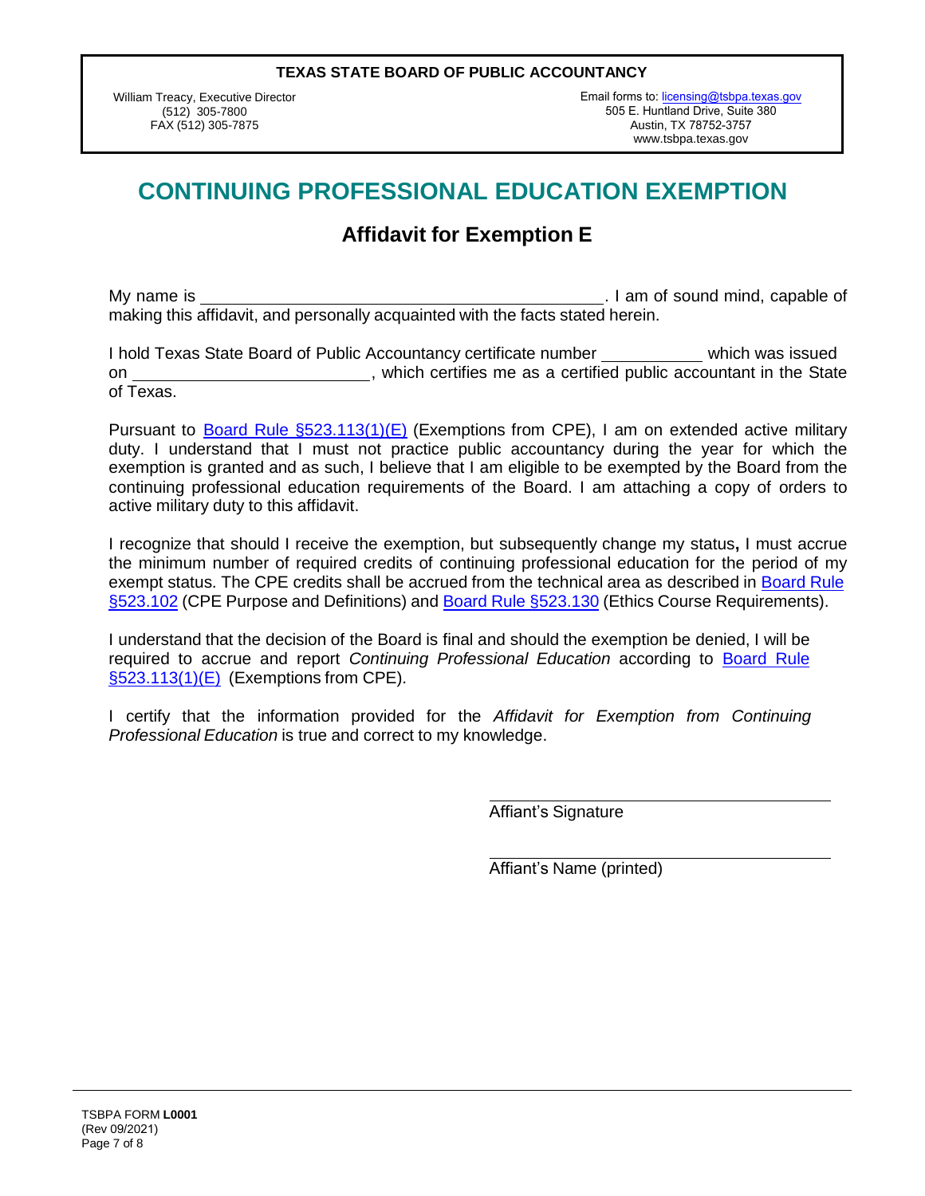**TEXAS STATE BOARD OF PUBLIC ACCOUNTANCY**

William Treacy, Executive Director
(512) 305-7800
FAX (512) 305-7875

Email forms to: [licensing@tsbpa.texas.gov](mailto:licensing@tsbpa.texas.gov)
505 E. Huntland Drive, Suite 380
Austin, TX 78752-3757
www.tsbpa.texas.gov

# CONTINUING PROFESSIONAL EDUCATION EXEMPTION

## Affidavit for Exemption E

My name is ____________________________________________. I am of sound mind, capable of making this affidavit, and personally acquainted with the facts stated herein.

I hold Texas State Board of Public Accountancy certificate number ___________ which was issued on _________________________, which certifies me as a certified public accountant in the State of Texas.

Pursuant to Board Rule §523.113(1)(E) (Exemptions from CPE), I am on extended active military duty. I understand that I must not practice public accountancy during the year for which the exemption is granted and as such, I believe that I am eligible to be exempted by the Board from the continuing professional education requirements of the Board. I am attaching a copy of orders to active military duty to this affidavit.

I recognize that should I receive the exemption, but subsequently change my status**,** I must accrue the minimum number of required credits of continuing professional education for the period of my exempt status. The CPE credits shall be accrued from the technical area as described in Board Rule §523.102 (CPE Purpose and Definitions) and Board Rule §523.130 (Ethics Course Requirements).

I understand that the decision of the Board is final and should the exemption be denied, I will be required to accrue and report *Continuing Professional Education* according to Board Rule §523.113(1)(E) (Exemptions from CPE).

I certify that the information provided for the *Affidavit for Exemption from Continuing Professional Education* is true and correct to my knowledge.

______________________________
Affiant's Signature

______________________________
Affiant's Name (printed)

TSBPA FORM **L0001**
(Rev 09/2021)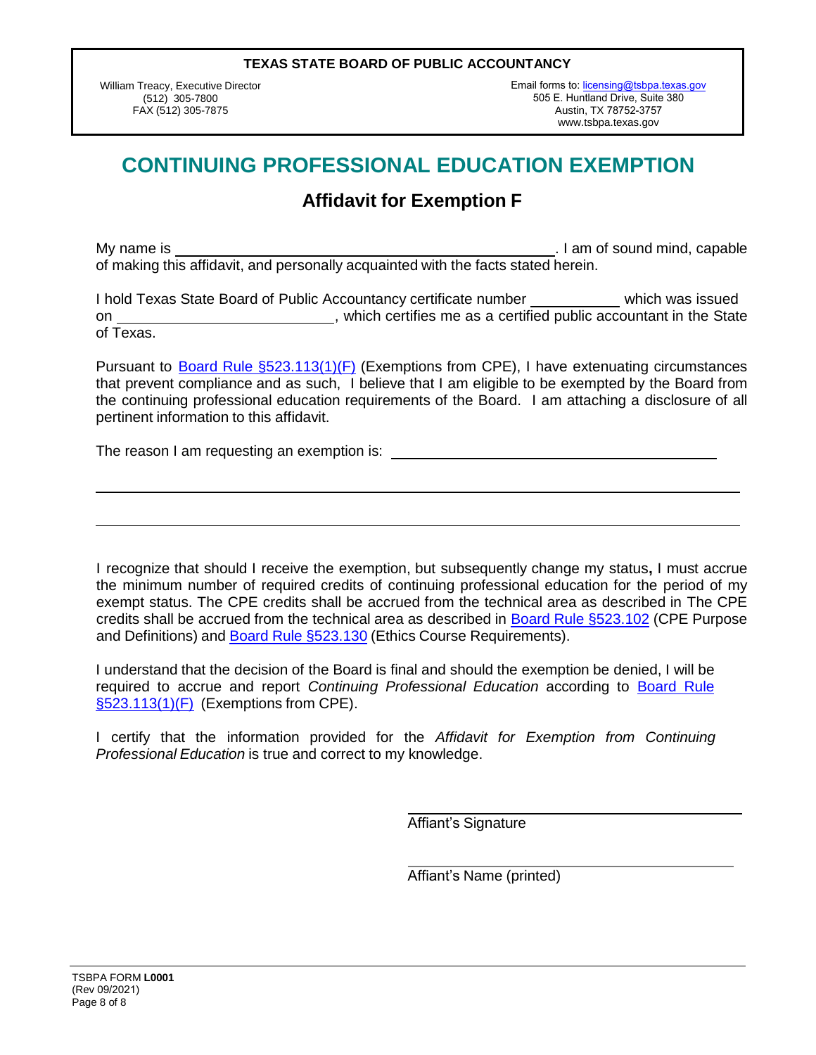**TEXAS STATE BOARD OF PUBLIC ACCOUNTANCY**

William Treacy, Executive Director
(512) 305-7800
FAX (512) 305-7875

Email forms to: licensing@tsbpa.texas.gov
505 E. Huntland Drive, Suite 380
Austin, TX 78752-3757
www.tsbpa.texas.gov

# CONTINUING PROFESSIONAL EDUCATION EXEMPTION

## Affidavit for Exemption F

My name is \_\_\_\_\_\_\_\_\_\_\_\_\_\_\_\_\_\_\_\_\_\_\_\_\_\_\_\_\_\_\_\_\_\_\_\_\_\_\_\_\_\_\_\_. I am of sound mind, capable of making this affidavit, and personally acquainted with the facts stated herein.

I hold Texas State Board of Public Accountancy certificate number \_\_\_\_\_\_\_\_\_\_\_ which was issued on \_\_\_\_\_\_\_\_\_\_\_\_\_\_\_\_\_\_\_\_\_\_\_\_\_\_, which certifies me as a certified public accountant in the State of Texas.

Pursuant to Board Rule §523.113(1)(F) (Exemptions from CPE), I have extenuating circumstances that prevent compliance and as such, I believe that I am eligible to be exempted by the Board from the continuing professional education requirements of the Board. I am attaching a disclosure of all pertinent information to this affidavit.

The reason I am requesting an exemption is: \_\_\_\_\_\_\_\_\_\_\_\_\_\_\_\_\_\_\_\_\_\_\_\_\_\_\_\_\_\_\_\_\_\_\_\_\_\_\_\_

\_\_\_\_\_\_\_\_\_\_\_\_\_\_\_\_\_\_\_\_\_\_\_\_\_\_\_\_\_\_\_\_\_\_\_\_\_\_\_\_\_\_\_\_\_\_\_\_\_\_\_\_\_\_\_\_\_\_\_\_\_\_\_\_\_\_\_\_\_\_\_\_\_\_\_\_\_\_\_\_\_\_

\_\_\_\_\_\_\_\_\_\_\_\_\_\_\_\_\_\_\_\_\_\_\_\_\_\_\_\_\_\_\_\_\_\_\_\_\_\_\_\_\_\_\_\_\_\_\_\_\_\_\_\_\_\_\_\_\_\_\_\_\_\_\_\_\_\_\_\_\_\_\_\_\_\_\_\_\_\_\_\_\_\_

I recognize that should I receive the exemption, but subsequently change my status**,** I must accrue the minimum number of required credits of continuing professional education for the period of my exempt status. The CPE credits shall be accrued from the technical area as described in The CPE credits shall be accrued from the technical area as described in Board Rule §523.102 (CPE Purpose and Definitions) and Board Rule §523.130 (Ethics Course Requirements).

I understand that the decision of the Board is final and should the exemption be denied, I will be required to accrue and report *Continuing Professional Education* according to Board Rule §523.113(1)(F) (Exemptions from CPE).

I certify that the information provided for the *Affidavit for Exemption from Continuing Professional Education* is true and correct to my knowledge.

\_\_\_\_\_\_\_\_\_\_\_\_\_\_\_\_\_\_\_\_\_\_\_\_\_\_\_\_\_\_\_\_\_\_\_\_\_\_\_\_
Affiant's Signature

\_\_\_\_\_\_\_\_\_\_\_\_\_\_\_\_\_\_\_\_\_\_\_\_\_\_\_\_\_\_\_\_\_\_\_\_\_\_\_\_
Affiant's Name (printed)

TSBPA FORM **L0001**
(Rev 09/2021)